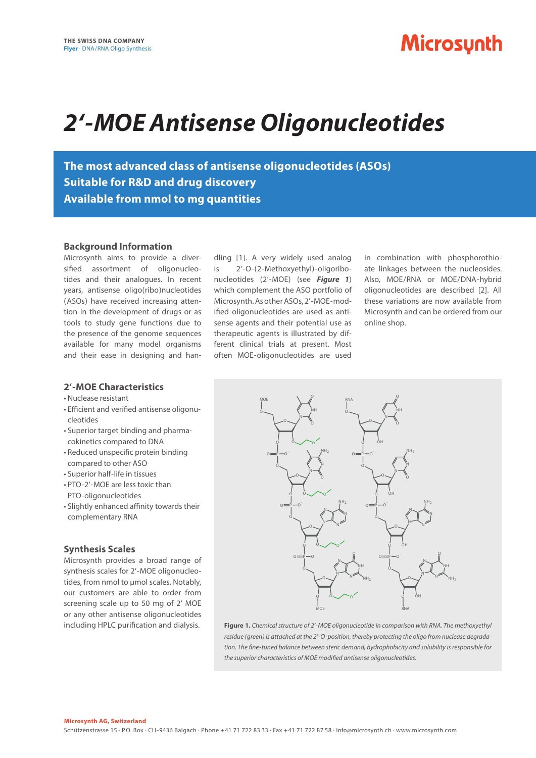THE SWISS DNA COMPANY
**Flyer** · DNA/RNA Oligo Synthesis

# 2'-MOE Antisense Oligonucleotides

**The most advanced class of antisense oligonucleotides (ASOs)**
**Suitable for R&D and drug discovery**
**Available from nmol to mg quantities**

## Background Information

Microsynth aims to provide a diversified assortment of oligonucleotides and their analogues. In recent years, antisense oligo(ribo)nucleotides (ASOs) have received increasing attention in the development of drugs or as tools to study gene functions due to the presence of the genome sequences available for many model organisms and their ease in designing and handling [1]. A very widely used analog is 2'-O-(2-Methoxyethyl)-oligoribonucleotides (2'-MOE) (see ***Figure 1***) which complement the ASO portfolio of Microsynth. As other ASOs, 2'-MOE-modified oligonucleotides are used as antisense agents and their potential use as therapeutic agents is illustrated by different clinical trials at present. Most often MOE-oligonucleotides are used in combination with phosphorothioate linkages between the nucleosides. Also, MOE/RNA or MOE/DNA-hybrid oligonucleotides are described [2]. All these variations are now available from Microsynth and can be ordered from our online shop.

## 2'-MOE Characteristics

- Nuclease resistant
- Efficient and verified antisense oligonucleotides
- Superior target binding and pharmacokinetics compared to DNA
- Reduced unspecific protein binding compared to other ASO
- Superior half-life in tissues
- PTO-2'-MOE are less toxic than PTO-oligonucleotides
- Slightly enhanced affinity towards their complementary RNA

## Synthesis Scales

Microsynth provides a broad range of synthesis scales for 2'-MOE oligonucleotides, from nmol to µmol scales. Notably, our customers are able to order from screening scale up to 50 mg of 2' MOE or any other antisense oligonucleotides including HPLC purification and dialysis.

**Figure 1.** *Chemical structure of 2'-MOE oligonucleotide in comparison with RNA. The methoxyethyl residue (green) is attached at the 2'-O-position, thereby protecting the oligo from nuclease degradation. The fine-tuned balance between steric demand, hydrophobicity and solubility is responsible for the superior characteristics of MOE modified antisense oligonucleotides.*

**Microsynth AG, Switzerland**
Schützenstrasse 15 · P.O. Box · CH-9436 Balgach · Phone +41 71 722 83 33 · Fax +41 71 722 87 58 · info@microsynth.ch · www.microsynth.com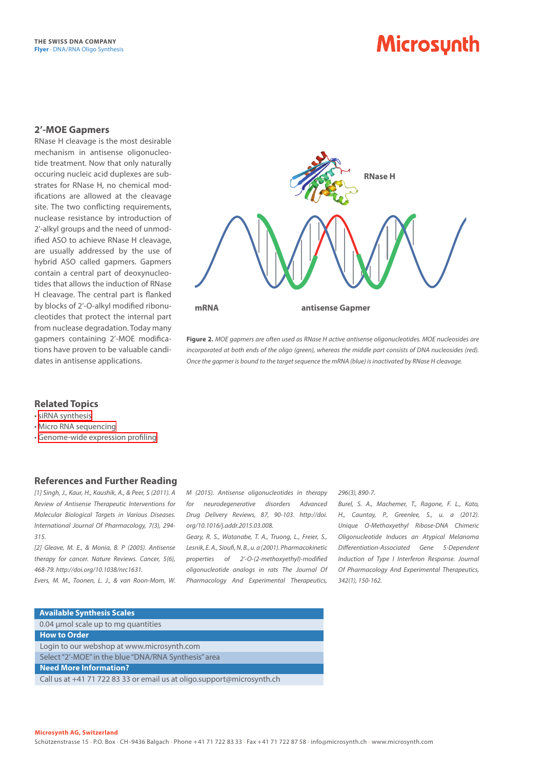## 2'-MOE Gapmers

RNase H cleavage is the most desirable mechanism in antisense oligonucleotide treatment. Now that only naturally occuring nucleic acid duplexes are substrates for RNase H, no chemical modifications are allowed at the cleavage site. The two conflicting requirements, nuclease resistance by introduction of 2'-alkyl groups and the need of unmodified ASO to achieve RNase H cleavage, are usually addressed by the use of hybrid ASO called gapmers. Gapmers contain a central part of deoxynucleotides that allows the induction of RNase H cleavage. The central part is flanked by blocks of 2'-O-alkyl modified ribonucleotides that protect the internal part from nuclease degradation. Today many gapmers containing 2'-MOE modifications have proven to be valuable candidates in antisense applications.

RNase H

mRNA

antisense Gapmer

**Figure 2.** *MOE gapmers are often used as RNase H active antisense oligonucleotides. MOE nucleosides are incorporated at both ends of the oligo (green), whereas the middle part consists of DNA nucleosides (red). Once the gapmer is bound to the target sequence the mRNA (blue) is inactivated by RNase H cleavage.*

## Related Topics

- siRNA synthesis
- Micro RNA sequencing
- Genome-wide expression profiling

## References and Further Reading

*[1] Singh, J., Kaur, H., Kaushik, A., & Peer, S (2011). A Review of Antisense Therapeutic Interventions for Molecular Biological Targets in Various Diseases. International Journal Of Pharmacology, 7(3), 294-315.*

*[2] Gleave, M. E., & Monia, B. P (2005). Antisense therapy for cancer. Nature Reviews. Cancer, 5(6), 468-79. http://doi.org/10.1038/nrc1631.*

*Evers, M. M., Toonen, L. J., & van Roon-Mom, W. M (2015). Antisense oligonucleotides in therapy for neurodegenerative disorders Advanced Drug Delivery Reviews, 87, 90-103. http://doi.org/10.1016/j.addr.2015.03.008.*

*Geary, R. S., Watanabe, T. A., Truong, L., Freier, S., Lesnik, E. A., Sioufi, N. B., u. a (2001). Pharmacokinetic properties of 2'-O-(2-methoxyethyl)-modified oligonucleotide analogs in rats The Journal Of Pharmacology And Experimental Therapeutics, 296(3), 890-7.*

*Burel, S. A., Machemer, T., Ragone, F. L., Kato, H., Cauntay, P., Greenlee, S., u. a (2012). Unique O-Methoxyethyl Ribose-DNA Chimeric Oligonucleotide Induces an Atypical Melanoma Differentiation-Associated Gene 5-Dependent Induction of Type I Interferon Response. Journal Of Pharmacology And Experimental Therapeutics, 342(1), 150-162.*

| Available Synthesis Scales |
|---|
| 0.04 µmol scale up to mg quantities |
| **How to Order** |
| Login to our webshop at www.microsynth.com |
| Select "2'-MOE" in the blue "DNA/RNA Synthesis" area |
| **Need More Information?** |
| Call us at +41 71 722 83 33 or email us at oligo.support@microsynth.ch |